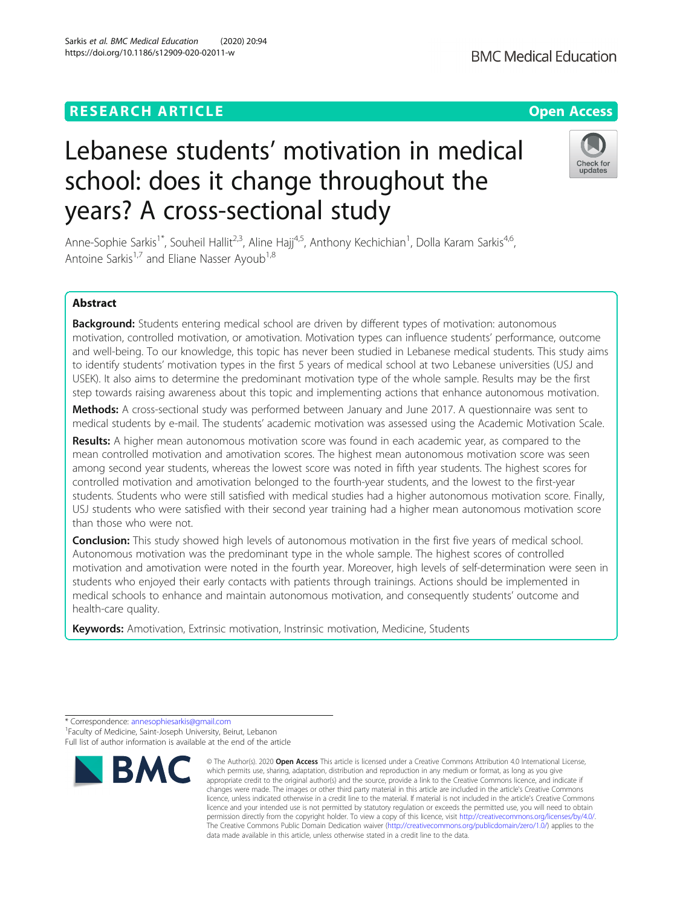RESEARCH ARTICLE

Open Access

# Lebanese students' motivation in medical school: does it change throughout the years? A cross-sectional study

Anne-Sophie Sarkis[1*], Souheil Hallit[2,3], Aline Hajj[4,5], Anthony Kechichian[1], Dolla Karam Sarkis[4,6], Antoine Sarkis[1,7] and Eliane Nasser Ayoub[1,8]

## Abstract

**Background:** Students entering medical school are driven by different types of motivation: autonomous motivation, controlled motivation, or amotivation. Motivation types can influence students' performance, outcome and well-being. To our knowledge, this topic has never been studied in Lebanese medical students. This study aims to identify students' motivation types in the first 5 years of medical school at two Lebanese universities (USJ and USEK). It also aims to determine the predominant motivation type of the whole sample. Results may be the first step towards raising awareness about this topic and implementing actions that enhance autonomous motivation.

**Methods:** A cross-sectional study was performed between January and June 2017. A questionnaire was sent to medical students by e-mail. The students' academic motivation was assessed using the Academic Motivation Scale.

**Results:** A higher mean autonomous motivation score was found in each academic year, as compared to the mean controlled motivation and amotivation scores. The highest mean autonomous motivation score was seen among second year students, whereas the lowest score was noted in fifth year students. The highest scores for controlled motivation and amotivation belonged to the fourth-year students, and the lowest to the first-year students. Students who were still satisfied with medical studies had a higher autonomous motivation score. Finally, USJ students who were satisfied with their second year training had a higher mean autonomous motivation score than those who were not.

**Conclusion:** This study showed high levels of autonomous motivation in the first five years of medical school. Autonomous motivation was the predominant type in the whole sample. The highest scores of controlled motivation and amotivation were noted in the fourth year. Moreover, high levels of self-determination were seen in students who enjoyed their early contacts with patients through trainings. Actions should be implemented in medical schools to enhance and maintain autonomous motivation, and consequently students' outcome and health-care quality.

**Keywords:** Amotivation, Extrinsic motivation, Instrinsic motivation, Medicine, Students

---

* Correspondence: annesophiesarkis@gmail.com
[1]Faculty of Medicine, Saint-Joseph University, Beirut, Lebanon
Full list of author information is available at the end of the article

© The Author(s). 2020 **Open Access** This article is licensed under a Creative Commons Attribution 4.0 International License, which permits use, sharing, adaptation, distribution and reproduction in any medium or format, as long as you give appropriate credit to the original author(s) and the source, provide a link to the Creative Commons licence, and indicate if changes were made. The images or other third party material in this article are included in the article's Creative Commons licence, unless indicated otherwise in a credit line to the material. If material is not included in the article's Creative Commons licence and your intended use is not permitted by statutory regulation or exceeds the permitted use, you will need to obtain permission directly from the copyright holder. To view a copy of this licence, visit http://creativecommons.org/licenses/by/4.0/. The Creative Commons Public Domain Dedication waiver (http://creativecommons.org/publicdomain/zero/1.0/) applies to the data made available in this article, unless otherwise stated in a credit line to the data.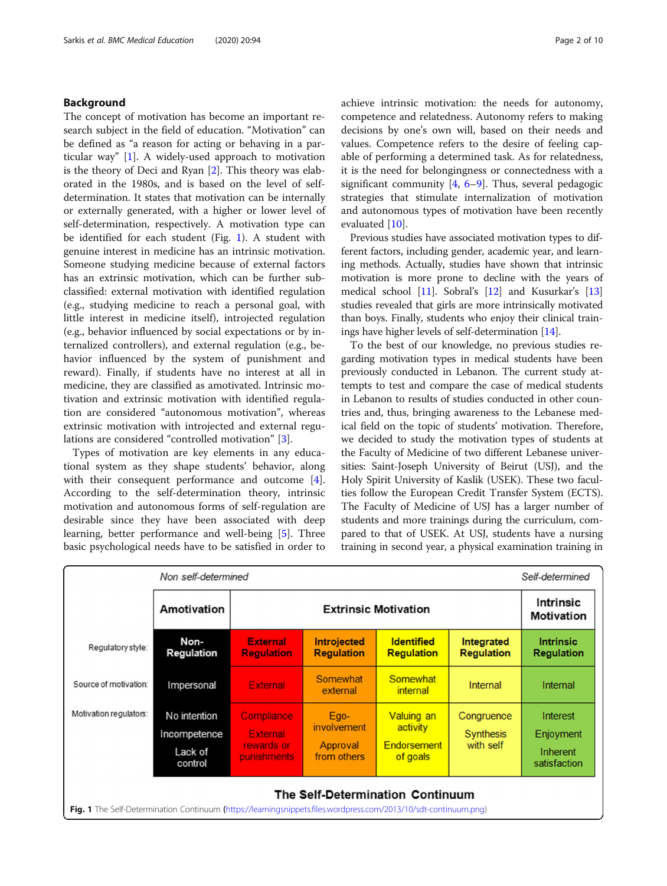## Background

The concept of motivation has become an important research subject in the field of education. "Motivation" can be defined as "a reason for acting or behaving in a particular way" [1]. A widely-used approach to motivation is the theory of Deci and Ryan [2]. This theory was elaborated in the 1980s, and is based on the level of self-determination. It states that motivation can be internally or externally generated, with a higher or lower level of self-determination, respectively. A motivation type can be identified for each student (Fig. 1). A student with genuine interest in medicine has an intrinsic motivation. Someone studying medicine because of external factors has an extrinsic motivation, which can be further subclassified: external motivation with identified regulation (e.g., studying medicine to reach a personal goal, with little interest in medicine itself), introjected regulation (e.g., behavior influenced by social expectations or by internalized controllers), and external regulation (e.g., behavior influenced by the system of punishment and reward). Finally, if students have no interest at all in medicine, they are classified as amotivated. Intrinsic motivation and extrinsic motivation with identified regulation are considered "autonomous motivation", whereas extrinsic motivation with introjected and external regulations are considered "controlled motivation" [3].

Types of motivation are key elements in any educational system as they shape students' behavior, along with their consequent performance and outcome [4]. According to the self-determination theory, intrinsic motivation and autonomous forms of self-regulation are desirable since they have been associated with deep learning, better performance and well-being [5]. Three basic psychological needs have to be satisfied in order to achieve intrinsic motivation: the needs for autonomy, competence and relatedness. Autonomy refers to making decisions by one's own will, based on their needs and values. Competence refers to the desire of feeling capable of performing a determined task. As for relatedness, it is the need for belongingness or connectedness with a significant community [4, 6–9]. Thus, several pedagogic strategies that stimulate internalization of motivation and autonomous types of motivation have been recently evaluated [10].

Previous studies have associated motivation types to different factors, including gender, academic year, and learning methods. Actually, studies have shown that intrinsic motivation is more prone to decline with the years of medical school [11]. Sobral's [12] and Kusurkar's [13] studies revealed that girls are more intrinsically motivated than boys. Finally, students who enjoy their clinical trainings have higher levels of self-determination [14].

To the best of our knowledge, no previous studies regarding motivation types in medical students have been previously conducted in Lebanon. The current study attempts to test and compare the case of medical students in Lebanon to results of studies conducted in other countries and, thus, bringing awareness to the Lebanese medical field on the topic of students' motivation. Therefore, we decided to study the motivation types of students at the Faculty of Medicine of two different Lebanese universities: Saint-Joseph University of Beirut (USJ), and the Holy Spirit University of Kaslik (USEK). These two faculties follow the European Credit Transfer System (ECTS). The Faculty of Medicine of USJ has a larger number of students and more trainings during the curriculum, compared to that of USEK. At USJ, students have a nursing training in second year, a physical examination training in

*Non self-determined* → *Self-determined*

| | Amotivation | Extrinsic Motivation | | | | Intrinsic Motivation |
|---|---|---|---|---|---|---|
| Regulatory style: | Non-Regulation | External Regulation | Introjected Regulation | Identified Regulation | Integrated Regulation | Intrinsic Regulation |
| Source of motivation: | Impersonal | External | Somewhat external | Somewhat internal | Internal | Internal |
| Motivation regulators: | No intention<br>Incompetence<br>Lack of control | Compliance<br>External rewards or punishments | Ego-involvement<br>Approval from others | Valuing an activity<br>Endorsement of goals | Congruence<br>Synthesis with self | Interest<br>Enjoyment<br>Inherent satisfaction |

**The Self-Determination Continuum**

**Fig. 1** The Self-Determination Continuum (https://learningsnippets.files.wordpress.com/2013/10/sdt-continuum.png)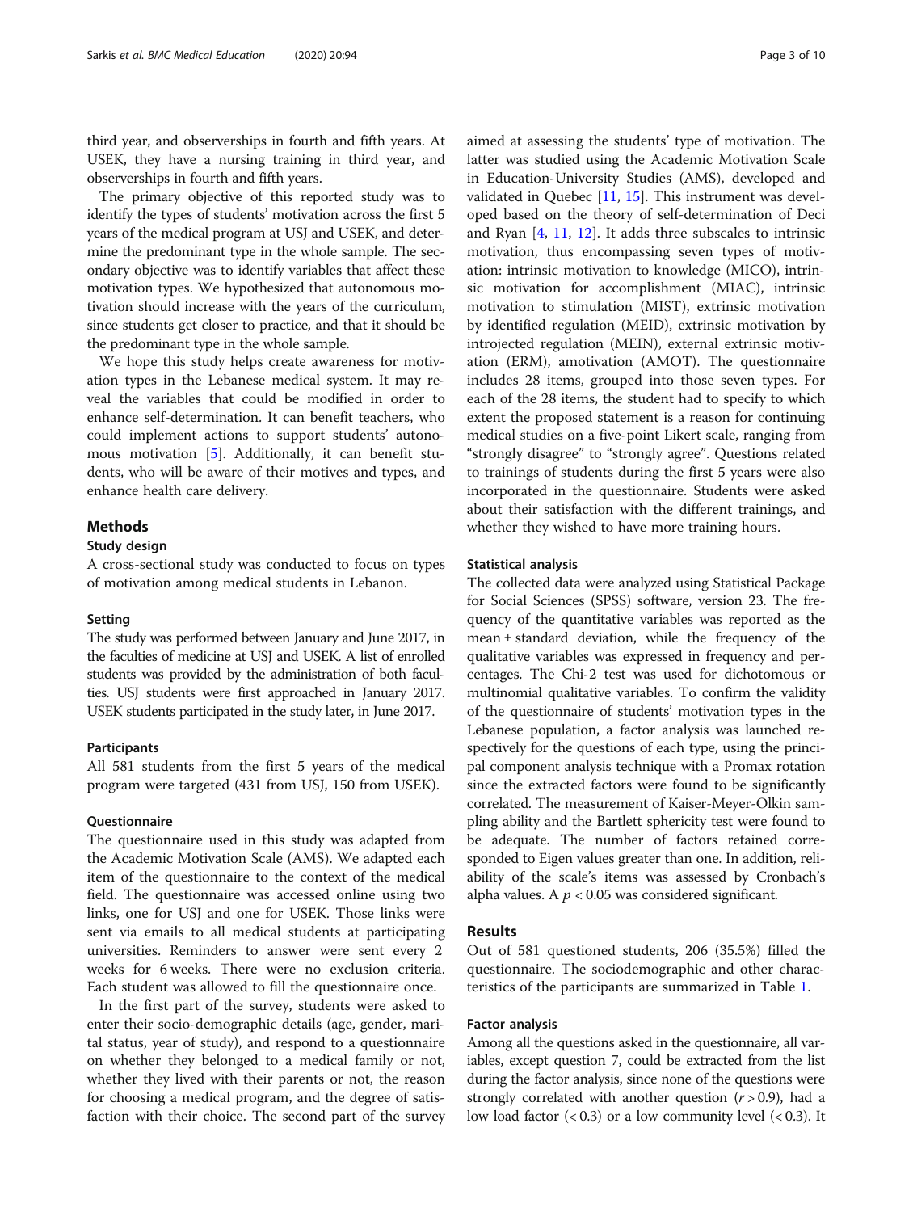third year, and observerships in fourth and fifth years. At USEK, they have a nursing training in third year, and observerships in fourth and fifth years.

The primary objective of this reported study was to identify the types of students' motivation across the first 5 years of the medical program at USJ and USEK, and determine the predominant type in the whole sample. The secondary objective was to identify variables that affect these motivation types. We hypothesized that autonomous motivation should increase with the years of the curriculum, since students get closer to practice, and that it should be the predominant type in the whole sample.

We hope this study helps create awareness for motivation types in the Lebanese medical system. It may reveal the variables that could be modified in order to enhance self-determination. It can benefit teachers, who could implement actions to support students' autonomous motivation [5]. Additionally, it can benefit students, who will be aware of their motives and types, and enhance health care delivery.

## Methods

### Study design

A cross-sectional study was conducted to focus on types of motivation among medical students in Lebanon.

### Setting

The study was performed between January and June 2017, in the faculties of medicine at USJ and USEK. A list of enrolled students was provided by the administration of both faculties. USJ students were first approached in January 2017. USEK students participated in the study later, in June 2017.

### Participants

All 581 students from the first 5 years of the medical program were targeted (431 from USJ, 150 from USEK).

### Questionnaire

The questionnaire used in this study was adapted from the Academic Motivation Scale (AMS). We adapted each item of the questionnaire to the context of the medical field. The questionnaire was accessed online using two links, one for USJ and one for USEK. Those links were sent via emails to all medical students at participating universities. Reminders to answer were sent every 2 weeks for 6 weeks. There were no exclusion criteria. Each student was allowed to fill the questionnaire once.

In the first part of the survey, students were asked to enter their socio-demographic details (age, gender, marital status, year of study), and respond to a questionnaire on whether they belonged to a medical family or not, whether they lived with their parents or not, the reason for choosing a medical program, and the degree of satisfaction with their choice. The second part of the survey aimed at assessing the students' type of motivation. The latter was studied using the Academic Motivation Scale in Education-University Studies (AMS), developed and validated in Quebec [11, 15]. This instrument was developed based on the theory of self-determination of Deci and Ryan [4, 11, 12]. It adds three subscales to intrinsic motivation, thus encompassing seven types of motivation: intrinsic motivation to knowledge (MICO), intrinsic motivation for accomplishment (MIAC), intrinsic motivation to stimulation (MIST), extrinsic motivation by identified regulation (MEID), extrinsic motivation by introjected regulation (MEIN), external extrinsic motivation (ERM), amotivation (AMOT). The questionnaire includes 28 items, grouped into those seven types. For each of the 28 items, the student had to specify to which extent the proposed statement is a reason for continuing medical studies on a five-point Likert scale, ranging from "strongly disagree" to "strongly agree". Questions related to trainings of students during the first 5 years were also incorporated in the questionnaire. Students were asked about their satisfaction with the different trainings, and whether they wished to have more training hours.

### Statistical analysis

The collected data were analyzed using Statistical Package for Social Sciences (SPSS) software, version 23. The frequency of the quantitative variables was reported as the mean ± standard deviation, while the frequency of the qualitative variables was expressed in frequency and percentages. The Chi-2 test was used for dichotomous or multinomial qualitative variables. To confirm the validity of the questionnaire of students' motivation types in the Lebanese population, a factor analysis was launched respectively for the questions of each type, using the principal component analysis technique with a Promax rotation since the extracted factors were found to be significantly correlated. The measurement of Kaiser-Meyer-Olkin sampling ability and the Bartlett sphericity test were found to be adequate. The number of factors retained corresponded to Eigen values greater than one. In addition, reliability of the scale's items was assessed by Cronbach's alpha values. A $p < 0.05$ was considered significant.

## Results

Out of 581 questioned students, 206 (35.5%) filled the questionnaire. The sociodemographic and other characteristics of the participants are summarized in Table 1.

### Factor analysis

Among all the questions asked in the questionnaire, all variables, except question 7, could be extracted from the list during the factor analysis, since none of the questions were strongly correlated with another question ($r > 0.9$), had a low load factor ($< 0.3$) or a low community level ($< 0.3$). It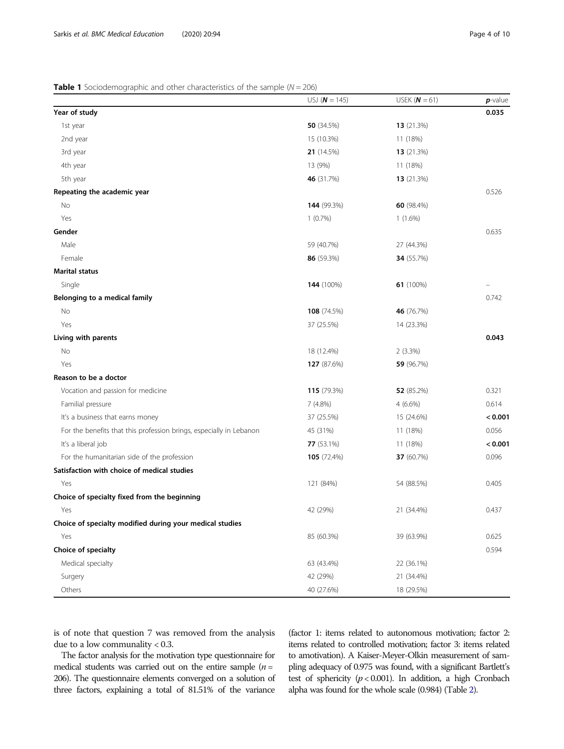**Table 1** Sociodemographic and other characteristics of the sample ($N = 206$)

| | USJ (***N*** = 145) | USEK (***N*** = 61) | ***p*-value** |
|---|---|---|---|
| **Year of study** | | | **0.035** |
| 1st year | **50** (34.5%) | **13** (21.3%) | |
| 2nd year | 15 (10.3%) | 11 (18%) | |
| 3rd year | **21** (14.5%) | **13** (21.3%) | |
| 4th year | 13 (9%) | 11 (18%) | |
| 5th year | **46** (31.7%) | **13** (21.3%) | |
| **Repeating the academic year** | | | 0.526 |
| No | **144** (99.3%) | **60** (98.4%) | |
| Yes | 1 (0.7%) | 1 (1.6%) | |
| **Gender** | | | 0.635 |
| Male | 59 (40.7%) | 27 (44.3%) | |
| Female | **86** (59.3%) | **34** (55.7%) | |
| **Marital status** | | | |
| Single | **144** (100%) | **61** (100%) | – |
| **Belonging to a medical family** | | | 0.742 |
| No | **108** (74.5%) | **46** (76.7%) | |
| Yes | 37 (25.5%) | 14 (23.3%) | |
| **Living with parents** | | | **0.043** |
| No | 18 (12.4%) | 2 (3.3%) | |
| Yes | **127** (87.6%) | **59** (96.7%) | |
| **Reason to be a doctor** | | | |
| Vocation and passion for medicine | **115** (79.3%) | **52** (85.2%) | 0.321 |
| Familial pressure | 7 (4.8%) | 4 (6.6%) | 0.614 |
| It's a business that earns money | 37 (25.5%) | 15 (24.6%) | **< 0.001** |
| For the benefits that this profession brings, especially in Lebanon | 45 (31%) | 11 (18%) | 0.056 |
| It's a liberal job | **77** (53.1%) | 11 (18%) | **< 0.001** |
| For the humanitarian side of the profession | **105** (72.4%) | **37** (60.7%) | 0.096 |
| **Satisfaction with choice of medical studies** | | | |
| Yes | 121 (84%) | 54 (88.5%) | 0.405 |
| **Choice of specialty fixed from the beginning** | | | |
| Yes | 42 (29%) | 21 (34.4%) | 0.437 |
| **Choice of specialty modified during your medical studies** | | | |
| Yes | 85 (60.3%) | 39 (63.9%) | 0.625 |
| **Choice of specialty** | | | 0.594 |
| Medical specialty | 63 (43.4%) | 22 (36.1%) | |
| Surgery | 42 (29%) | 21 (34.4%) | |
| Others | 40 (27.6%) | 18 (29.5%) | |

is of note that question 7 was removed from the analysis due to a low communality < 0.3.

The factor analysis for the motivation type questionnaire for medical students was carried out on the entire sample ($n = 206$). The questionnaire elements converged on a solution of three factors, explaining a total of 81.51% of the variance (factor 1: items related to autonomous motivation; factor 2: items related to controlled motivation; factor 3: items related to amotivation). A Kaiser-Meyer-Olkin measurement of sampling adequacy of 0.975 was found, with a significant Bartlett's test of sphericity ($p < 0.001$). In addition, a high Cronbach alpha was found for the whole scale (0.984) (Table 2).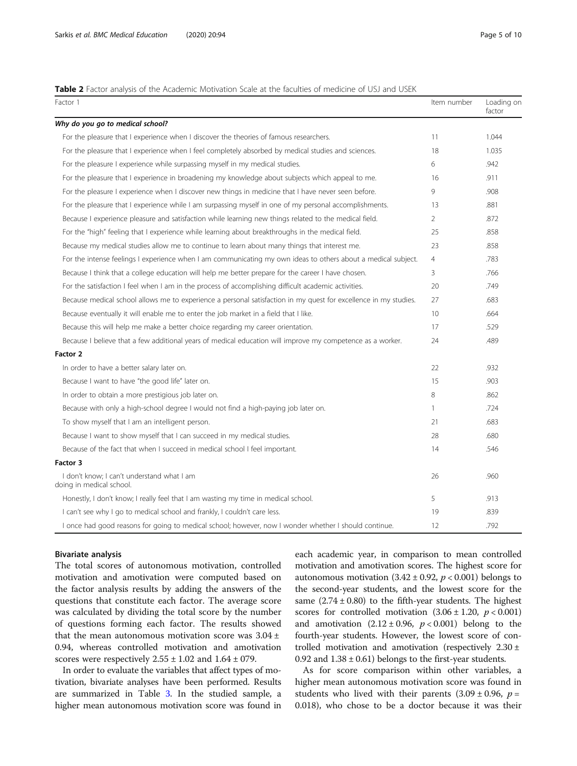**Table 2** Factor analysis of the Academic Motivation Scale at the faculties of medicine of USJ and USEK

| Factor 1 | Item number | Loading on factor |
|---|---|---|
| ***Why do you go to medical school?*** | | |
| For the pleasure that I experience when I discover the theories of famous researchers. | 11 | 1.044 |
| For the pleasure that I experience when I feel completely absorbed by medical studies and sciences. | 18 | 1.035 |
| For the pleasure I experience while surpassing myself in my medical studies. | 6 | .942 |
| For the pleasure that I experience in broadening my knowledge about subjects which appeal to me. | 16 | .911 |
| For the pleasure I experience when I discover new things in medicine that I have never seen before. | 9 | .908 |
| For the pleasure that I experience while I am surpassing myself in one of my personal accomplishments. | 13 | .881 |
| Because I experience pleasure and satisfaction while learning new things related to the medical field. | 2 | .872 |
| For the "high" feeling that I experience while learning about breakthroughs in the medical field. | 25 | .858 |
| Because my medical studies allow me to continue to learn about many things that interest me. | 23 | .858 |
| For the intense feelings I experience when I am communicating my own ideas to others about a medical subject. | 4 | .783 |
| Because I think that a college education will help me better prepare for the career I have chosen. | 3 | .766 |
| For the satisfaction I feel when I am in the process of accomplishing difficult academic activities. | 20 | .749 |
| Because medical school allows me to experience a personal satisfaction in my quest for excellence in my studies. | 27 | .683 |
| Because eventually it will enable me to enter the job market in a field that I like. | 10 | .664 |
| Because this will help me make a better choice regarding my career orientation. | 17 | .529 |
| Because I believe that a few additional years of medical education will improve my competence as a worker. | 24 | .489 |
| **Factor 2** | | |
| In order to have a better salary later on. | 22 | .932 |
| Because I want to have "the good life" later on. | 15 | .903 |
| In order to obtain a more prestigious job later on. | 8 | .862 |
| Because with only a high-school degree I would not find a high-paying job later on. | 1 | .724 |
| To show myself that I am an intelligent person. | 21 | .683 |
| Because I want to show myself that I can succeed in my medical studies. | 28 | .680 |
| Because of the fact that when I succeed in medical school I feel important. | 14 | .546 |
| **Factor 3** | | |
| I don't know; I can't understand what I am doing in medical school. | 26 | .960 |
| Honestly, I don't know; I really feel that I am wasting my time in medical school. | 5 | .913 |
| I can't see why I go to medical school and frankly, I couldn't care less. | 19 | .839 |
| I once had good reasons for going to medical school; however, now I wonder whether I should continue. | 12 | .792 |

### Bivariate analysis

The total scores of autonomous motivation, controlled motivation and amotivation were computed based on the factor analysis results by adding the answers of the questions that constitute each factor. The average score was calculated by dividing the total score by the number of questions forming each factor. The results showed that the mean autonomous motivation score was $3.04 \pm 0.94$, whereas controlled motivation and amotivation scores were respectively $2.55 \pm 1.02$ and $1.64 \pm 079$.

In order to evaluate the variables that affect types of motivation, bivariate analyses have been performed. Results are summarized in Table 3. In the studied sample, a higher mean autonomous motivation score was found in each academic year, in comparison to mean controlled motivation and amotivation scores. The highest score for autonomous motivation ($3.42 \pm 0.92$, $p < 0.001$) belongs to the second-year students, and the lowest score for the same ($2.74 \pm 0.80$) to the fifth-year students. The highest scores for controlled motivation ($3.06 \pm 1.20$, $p < 0.001$) and amotivation ($2.12 \pm 0.96$, $p < 0.001$) belong to the fourth-year students. However, the lowest score of controlled motivation and amotivation (respectively $2.30 \pm 0.92$ and $1.38 \pm 0.61$) belongs to the first-year students.

As for score comparison within other variables, a higher mean autonomous motivation score was found in students who lived with their parents ($3.09 \pm 0.96$, $p = 0.018$), who chose to be a doctor because it was their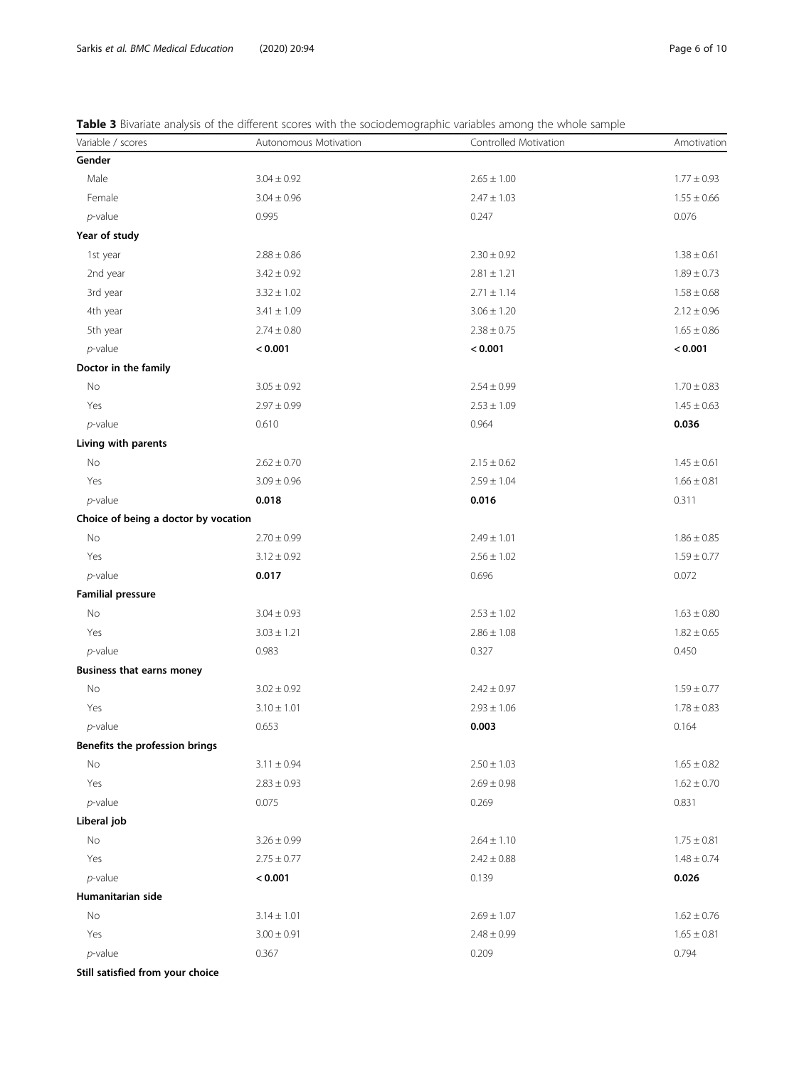**Table 3** Bivariate analysis of the different scores with the sociodemographic variables among the whole sample

| Variable / scores | Autonomous Motivation | Controlled Motivation | Amotivation |
|---|---|---|---|
| **Gender** | | | |
| Male | 3.04 ± 0.92 | 2.65 ± 1.00 | 1.77 ± 0.93 |
| Female | 3.04 ± 0.96 | 2.47 ± 1.03 | 1.55 ± 0.66 |
| *p*-value | 0.995 | 0.247 | 0.076 |
| **Year of study** | | | |
| 1st year | 2.88 ± 0.86 | 2.30 ± 0.92 | 1.38 ± 0.61 |
| 2nd year | 3.42 ± 0.92 | 2.81 ± 1.21 | 1.89 ± 0.73 |
| 3rd year | 3.32 ± 1.02 | 2.71 ± 1.14 | 1.58 ± 0.68 |
| 4th year | 3.41 ± 1.09 | 3.06 ± 1.20 | 2.12 ± 0.96 |
| 5th year | 2.74 ± 0.80 | 2.38 ± 0.75 | 1.65 ± 0.86 |
| *p*-value | **< 0.001** | **< 0.001** | **< 0.001** |
| **Doctor in the family** | | | |
| No | 3.05 ± 0.92 | 2.54 ± 0.99 | 1.70 ± 0.83 |
| Yes | 2.97 ± 0.99 | 2.53 ± 1.09 | 1.45 ± 0.63 |
| *p*-value | 0.610 | 0.964 | **0.036** |
| **Living with parents** | | | |
| No | 2.62 ± 0.70 | 2.15 ± 0.62 | 1.45 ± 0.61 |
| Yes | 3.09 ± 0.96 | 2.59 ± 1.04 | 1.66 ± 0.81 |
| *p*-value | **0.018** | **0.016** | 0.311 |
| **Choice of being a doctor by vocation** | | | |
| No | 2.70 ± 0.99 | 2.49 ± 1.01 | 1.86 ± 0.85 |
| Yes | 3.12 ± 0.92 | 2.56 ± 1.02 | 1.59 ± 0.77 |
| *p*-value | **0.017** | 0.696 | 0.072 |
| **Familial pressure** | | | |
| No | 3.04 ± 0.93 | 2.53 ± 1.02 | 1.63 ± 0.80 |
| Yes | 3.03 ± 1.21 | 2.86 ± 1.08 | 1.82 ± 0.65 |
| *p*-value | 0.983 | 0.327 | 0.450 |
| **Business that earns money** | | | |
| No | 3.02 ± 0.92 | 2.42 ± 0.97 | 1.59 ± 0.77 |
| Yes | 3.10 ± 1.01 | 2.93 ± 1.06 | 1.78 ± 0.83 |
| *p*-value | 0.653 | **0.003** | 0.164 |
| **Benefits the profession brings** | | | |
| No | 3.11 ± 0.94 | 2.50 ± 1.03 | 1.65 ± 0.82 |
| Yes | 2.83 ± 0.93 | 2.69 ± 0.98 | 1.62 ± 0.70 |
| *p*-value | 0.075 | 0.269 | 0.831 |
| **Liberal job** | | | |
| No | 3.26 ± 0.99 | 2.64 ± 1.10 | 1.75 ± 0.81 |
| Yes | 2.75 ± 0.77 | 2.42 ± 0.88 | 1.48 ± 0.74 |
| *p*-value | **< 0.001** | 0.139 | **0.026** |
| **Humanitarian side** | | | |
| No | 3.14 ± 1.01 | 2.69 ± 1.07 | 1.62 ± 0.76 |
| Yes | 3.00 ± 0.91 | 2.48 ± 0.99 | 1.65 ± 0.81 |
| *p*-value | 0.367 | 0.209 | 0.794 |
| **Still satisfied from your choice** | | | |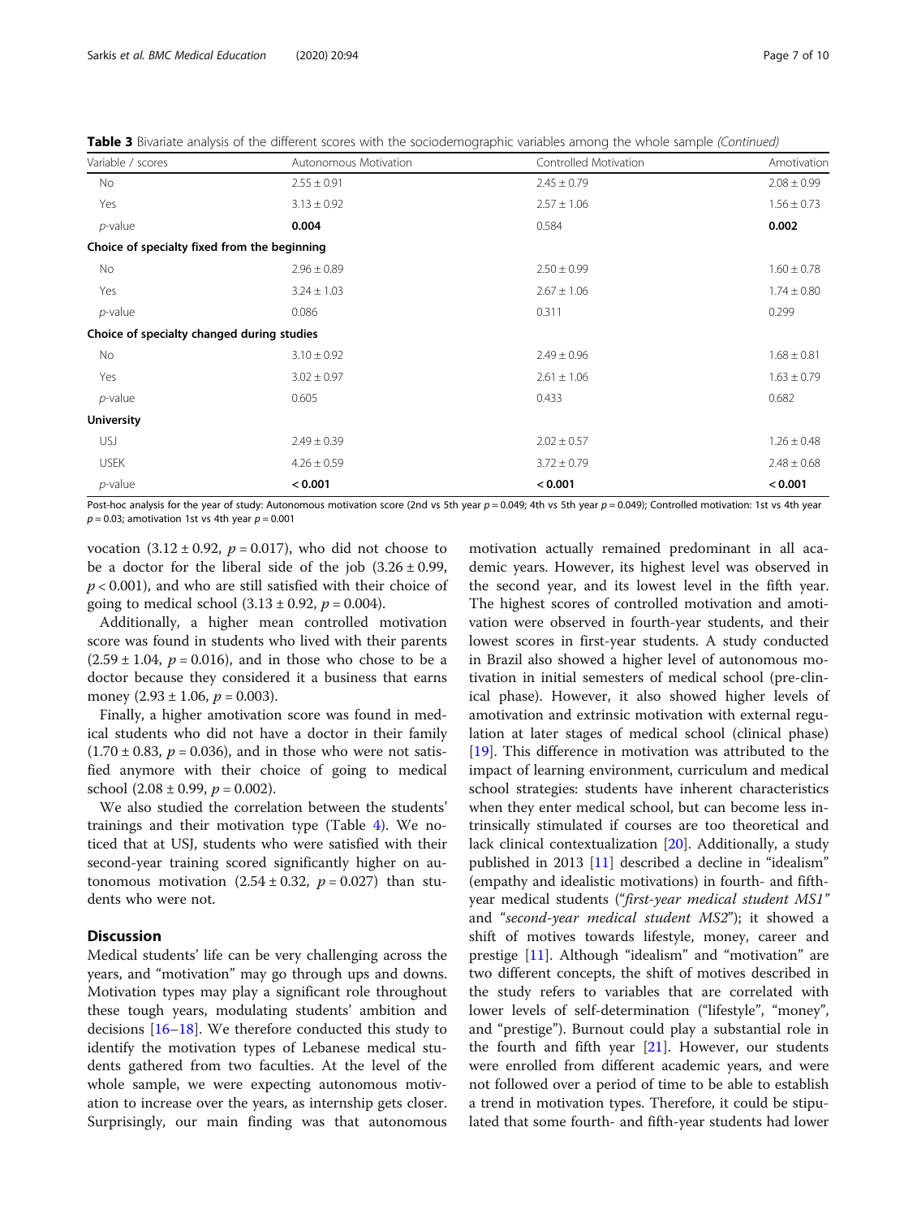**Table 3** Bivariate analysis of the different scores with the sociodemographic variables among the whole sample *(Continued)*

| Variable / scores | Autonomous Motivation | Controlled Motivation | Amotivation |
|---|---|---|---|
| No | 2.55 ± 0.91 | 2.45 ± 0.79 | 2.08 ± 0.99 |
| Yes | 3.13 ± 0.92 | 2.57 ± 1.06 | 1.56 ± 0.73 |
| *p*-value | **0.004** | 0.584 | **0.002** |
| **Choice of specialty fixed from the beginning** | | | |
| No | 2.96 ± 0.89 | 2.50 ± 0.99 | 1.60 ± 0.78 |
| Yes | 3.24 ± 1.03 | 2.67 ± 1.06 | 1.74 ± 0.80 |
| *p*-value | 0.086 | 0.311 | 0.299 |
| **Choice of specialty changed during studies** | | | |
| No | 3.10 ± 0.92 | 2.49 ± 0.96 | 1.68 ± 0.81 |
| Yes | 3.02 ± 0.97 | 2.61 ± 1.06 | 1.63 ± 0.79 |
| *p*-value | 0.605 | 0.433 | 0.682 |
| **University** | | | |
| USJ | 2.49 ± 0.39 | 2.02 ± 0.57 | 1.26 ± 0.48 |
| USEK | 4.26 ± 0.59 | 3.72 ± 0.79 | 2.48 ± 0.68 |
| *p*-value | **< 0.001** | **< 0.001** | **< 0.001** |

Post-hoc analysis for the year of study: Autonomous motivation score (2nd vs 5th year $p = 0.049$; 4th vs 5th year $p = 0.049$); Controlled motivation: 1st vs 4th year $p = 0.03$; amotivation 1st vs 4th year $p = 0.001$

vocation (3.12 ± 0.92, $p = 0.017$), who did not choose to be a doctor for the liberal side of the job (3.26 ± 0.99, $p < 0.001$), and who are still satisfied with their choice of going to medical school (3.13 ± 0.92, $p = 0.004$).

Additionally, a higher mean controlled motivation score was found in students who lived with their parents (2.59 ± 1.04, $p = 0.016$), and in those who chose to be a doctor because they considered it a business that earns money (2.93 ± 1.06, $p = 0.003$).

Finally, a higher amotivation score was found in medical students who did not have a doctor in their family (1.70 ± 0.83, $p = 0.036$), and in those who were not satisfied anymore with their choice of going to medical school (2.08 ± 0.99, $p = 0.002$).

We also studied the correlation between the students' trainings and their motivation type (Table 4). We noticed that at USJ, students who were satisfied with their second-year training scored significantly higher on autonomous motivation (2.54 ± 0.32, $p = 0.027$) than students who were not.

## Discussion

Medical students' life can be very challenging across the years, and "motivation" may go through ups and downs. Motivation types may play a significant role throughout these tough years, modulating students' ambition and decisions [16–18]. We therefore conducted this study to identify the motivation types of Lebanese medical students gathered from two faculties. At the level of the whole sample, we were expecting autonomous motivation to increase over the years, as internship gets closer. Surprisingly, our main finding was that autonomous motivation actually remained predominant in all academic years. However, its highest level was observed in the second year, and its lowest level in the fifth year. The highest scores of controlled motivation and amotivation were observed in fourth-year students, and their lowest scores in first-year students. A study conducted in Brazil also showed a higher level of autonomous motivation in initial semesters of medical school (pre-clinical phase). However, it also showed higher levels of amotivation and extrinsic motivation with external regulation at later stages of medical school (clinical phase) [19]. This difference in motivation was attributed to the impact of learning environment, curriculum and medical school strategies: students have inherent characteristics when they enter medical school, but can become less intrinsically stimulated if courses are too theoretical and lack clinical contextualization [20]. Additionally, a study published in 2013 [11] described a decline in "idealism" (empathy and idealistic motivations) in fourth- and fifth-year medical students ("*first-year medical student MS1*" and "*second-year medical student MS2*"); it showed a shift of motives towards lifestyle, money, career and prestige [11]. Although "idealism" and "motivation" are two different concepts, the shift of motives described in the study refers to variables that are correlated with lower levels of self-determination ("lifestyle", "money", and "prestige"). Burnout could play a substantial role in the fourth and fifth year [21]. However, our students were enrolled from different academic years, and were not followed over a period of time to be able to establish a trend in motivation types. Therefore, it could be stipulated that some fourth- and fifth-year students had lower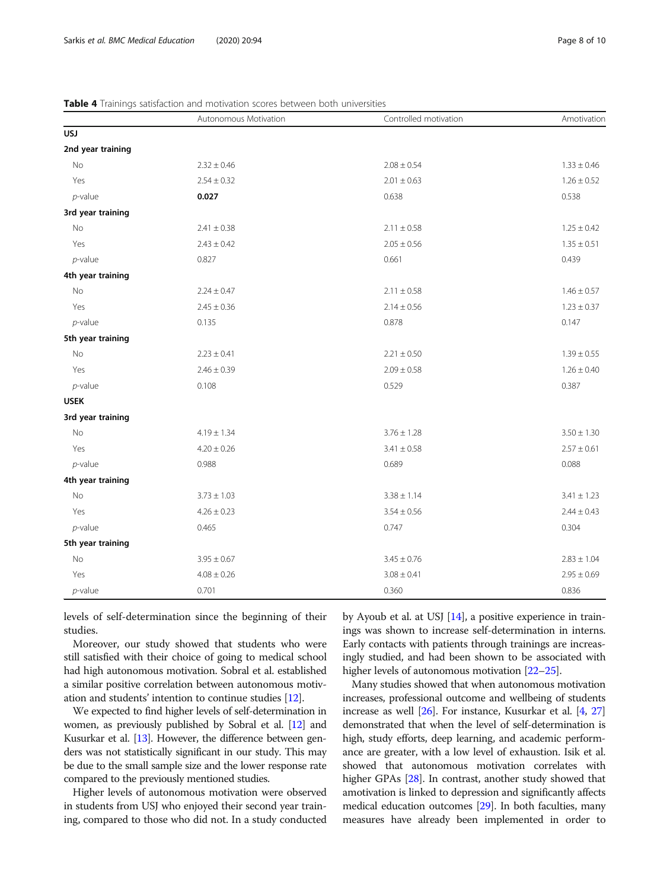**Table 4** Trainings satisfaction and motivation scores between both universities

| | Autonomous Motivation | Controlled motivation | Amotivation |
|---|---|---|---|
| **USJ** | | | |
| **2nd year training** | | | |
| No | 2.32 ± 0.46 | 2.08 ± 0.54 | 1.33 ± 0.46 |
| Yes | 2.54 ± 0.32 | 2.01 ± 0.63 | 1.26 ± 0.52 |
| *p*-value | **0.027** | 0.638 | 0.538 |
| **3rd year training** | | | |
| No | 2.41 ± 0.38 | 2.11 ± 0.58 | 1.25 ± 0.42 |
| Yes | 2.43 ± 0.42 | 2.05 ± 0.56 | 1.35 ± 0.51 |
| *p*-value | 0.827 | 0.661 | 0.439 |
| **4th year training** | | | |
| No | 2.24 ± 0.47 | 2.11 ± 0.58 | 1.46 ± 0.57 |
| Yes | 2.45 ± 0.36 | 2.14 ± 0.56 | 1.23 ± 0.37 |
| *p*-value | 0.135 | 0.878 | 0.147 |
| **5th year training** | | | |
| No | 2.23 ± 0.41 | 2.21 ± 0.50 | 1.39 ± 0.55 |
| Yes | 2.46 ± 0.39 | 2.09 ± 0.58 | 1.26 ± 0.40 |
| *p*-value | 0.108 | 0.529 | 0.387 |
| **USEK** | | | |
| **3rd year training** | | | |
| No | 4.19 ± 1.34 | 3.76 ± 1.28 | 3.50 ± 1.30 |
| Yes | 4.20 ± 0.26 | 3.41 ± 0.58 | 2.57 ± 0.61 |
| *p*-value | 0.988 | 0.689 | 0.088 |
| **4th year training** | | | |
| No | 3.73 ± 1.03 | 3.38 ± 1.14 | 3.41 ± 1.23 |
| Yes | 4.26 ± 0.23 | 3.54 ± 0.56 | 2.44 ± 0.43 |
| *p*-value | 0.465 | 0.747 | 0.304 |
| **5th year training** | | | |
| No | 3.95 ± 0.67 | 3.45 ± 0.76 | 2.83 ± 1.04 |
| Yes | 4.08 ± 0.26 | 3.08 ± 0.41 | 2.95 ± 0.69 |
| *p*-value | 0.701 | 0.360 | 0.836 |

levels of self-determination since the beginning of their studies.

Moreover, our study showed that students who were still satisfied with their choice of going to medical school had high autonomous motivation. Sobral et al. established a similar positive correlation between autonomous motivation and students' intention to continue studies [12].

We expected to find higher levels of self-determination in women, as previously published by Sobral et al. [12] and Kusurkar et al. [13]. However, the difference between genders was not statistically significant in our study. This may be due to the small sample size and the lower response rate compared to the previously mentioned studies.

Higher levels of autonomous motivation were observed in students from USJ who enjoyed their second year training, compared to those who did not. In a study conducted by Ayoub et al. at USJ [14], a positive experience in trainings was shown to increase self-determination in interns. Early contacts with patients through trainings are increasingly studied, and had been shown to be associated with higher levels of autonomous motivation [22–25].

Many studies showed that when autonomous motivation increases, professional outcome and wellbeing of students increase as well [26]. For instance, Kusurkar et al. [4, 27] demonstrated that when the level of self-determination is high, study efforts, deep learning, and academic performance are greater, with a low level of exhaustion. Isik et al. showed that autonomous motivation correlates with higher GPAs [28]. In contrast, another study showed that amotivation is linked to depression and significantly affects medical education outcomes [29]. In both faculties, many measures have already been implemented in order to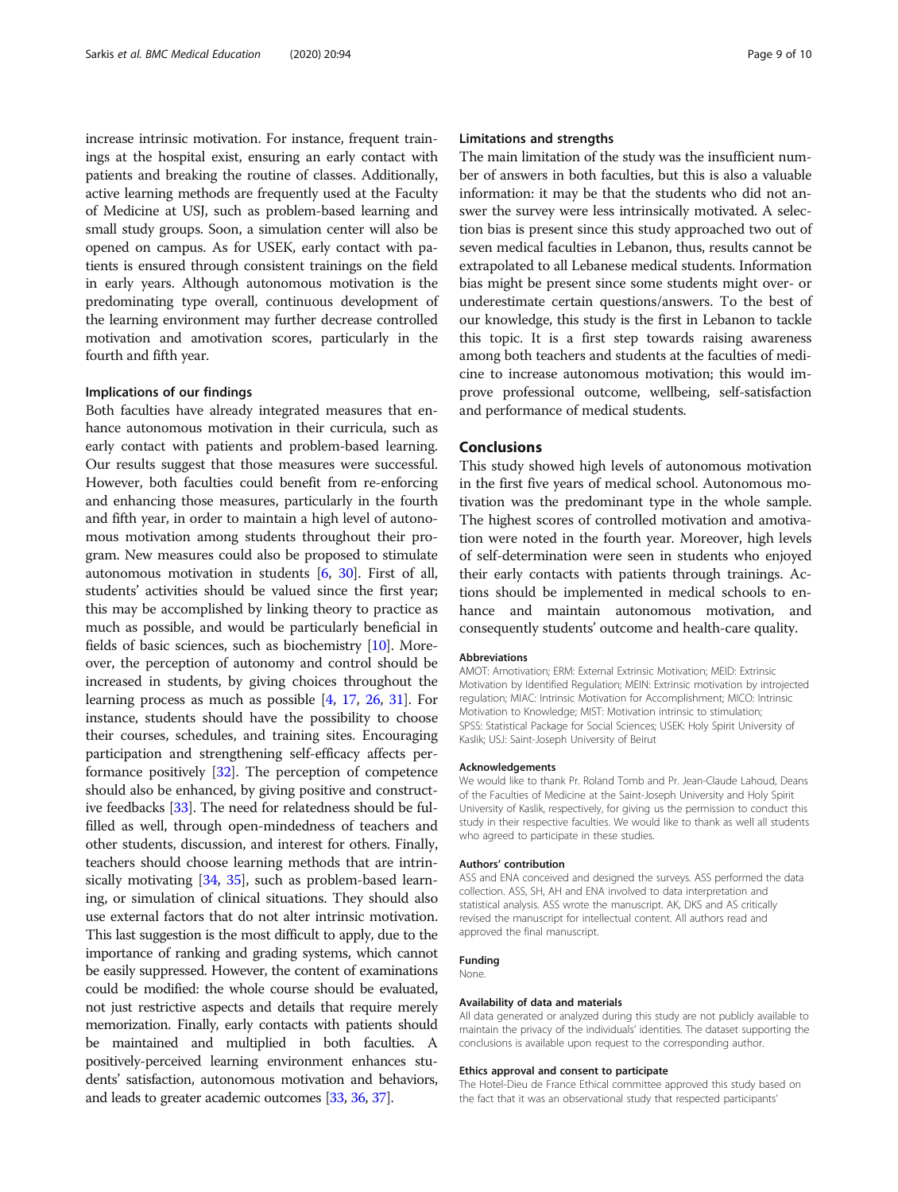increase intrinsic motivation. For instance, frequent trainings at the hospital exist, ensuring an early contact with patients and breaking the routine of classes. Additionally, active learning methods are frequently used at the Faculty of Medicine at USJ, such as problem-based learning and small study groups. Soon, a simulation center will also be opened on campus. As for USEK, early contact with patients is ensured through consistent trainings on the field in early years. Although autonomous motivation is the predominating type overall, continuous development of the learning environment may further decrease controlled motivation and amotivation scores, particularly in the fourth and fifth year.

### Implications of our findings

Both faculties have already integrated measures that enhance autonomous motivation in their curricula, such as early contact with patients and problem-based learning. Our results suggest that those measures were successful. However, both faculties could benefit from re-enforcing and enhancing those measures, particularly in the fourth and fifth year, in order to maintain a high level of autonomous motivation among students throughout their program. New measures could also be proposed to stimulate autonomous motivation in students [6, 30]. First of all, students' activities should be valued since the first year; this may be accomplished by linking theory to practice as much as possible, and would be particularly beneficial in fields of basic sciences, such as biochemistry [10]. Moreover, the perception of autonomy and control should be increased in students, by giving choices throughout the learning process as much as possible [4, 17, 26, 31]. For instance, students should have the possibility to choose their courses, schedules, and training sites. Encouraging participation and strengthening self-efficacy affects performance positively [32]. The perception of competence should also be enhanced, by giving positive and constructive feedbacks [33]. The need for relatedness should be fulfilled as well, through open-mindedness of teachers and other students, discussion, and interest for others. Finally, teachers should choose learning methods that are intrinsically motivating [34, 35], such as problem-based learning, or simulation of clinical situations. They should also use external factors that do not alter intrinsic motivation. This last suggestion is the most difficult to apply, due to the importance of ranking and grading systems, which cannot be easily suppressed. However, the content of examinations could be modified: the whole course should be evaluated, not just restrictive aspects and details that require merely memorization. Finally, early contacts with patients should be maintained and multiplied in both faculties. A positively-perceived learning environment enhances students' satisfaction, autonomous motivation and behaviors, and leads to greater academic outcomes [33, 36, 37].

### Limitations and strengths

The main limitation of the study was the insufficient number of answers in both faculties, but this is also a valuable information: it may be that the students who did not answer the survey were less intrinsically motivated. A selection bias is present since this study approached two out of seven medical faculties in Lebanon, thus, results cannot be extrapolated to all Lebanese medical students. Information bias might be present since some students might over- or underestimate certain questions/answers. To the best of our knowledge, this study is the first in Lebanon to tackle this topic. It is a first step towards raising awareness among both teachers and students at the faculties of medicine to increase autonomous motivation; this would improve professional outcome, wellbeing, self-satisfaction and performance of medical students.

## Conclusions

This study showed high levels of autonomous motivation in the first five years of medical school. Autonomous motivation was the predominant type in the whole sample. The highest scores of controlled motivation and amotivation were noted in the fourth year. Moreover, high levels of self-determination were seen in students who enjoyed their early contacts with patients through trainings. Actions should be implemented in medical schools to enhance and maintain autonomous motivation, and consequently students' outcome and health-care quality.

#### Abbreviations

AMOT: Amotivation; ERM: External Extrinsic Motivation; MEID: Extrinsic Motivation by Identified Regulation; MEIN: Extrinsic motivation by introjected regulation; MIAC: Intrinsic Motivation for Accomplishment; MICO: Intrinsic Motivation to Knowledge; MIST: Motivation intrinsic to stimulation; SPSS: Statistical Package for Social Sciences; USEK: Holy Spirit University of Kaslik; USJ: Saint-Joseph University of Beirut

#### Acknowledgements

We would like to thank Pr. Roland Tomb and Pr. Jean-Claude Lahoud, Deans of the Faculties of Medicine at the Saint-Joseph University and Holy Spirit University of Kaslik, respectively, for giving us the permission to conduct this study in their respective faculties. We would like to thank as well all students who agreed to participate in these studies.

#### Authors' contribution

ASS and ENA conceived and designed the surveys. ASS performed the data collection. ASS, SH, AH and ENA involved to data interpretation and statistical analysis. ASS wrote the manuscript. AK, DKS and AS critically revised the manuscript for intellectual content. All authors read and approved the final manuscript.

#### Funding

None.

#### Availability of data and materials

All data generated or analyzed during this study are not publicly available to maintain the privacy of the individuals' identities. The dataset supporting the conclusions is available upon request to the corresponding author.

#### Ethics approval and consent to participate

The Hotel-Dieu de France Ethical committee approved this study based on the fact that it was an observational study that respected participants'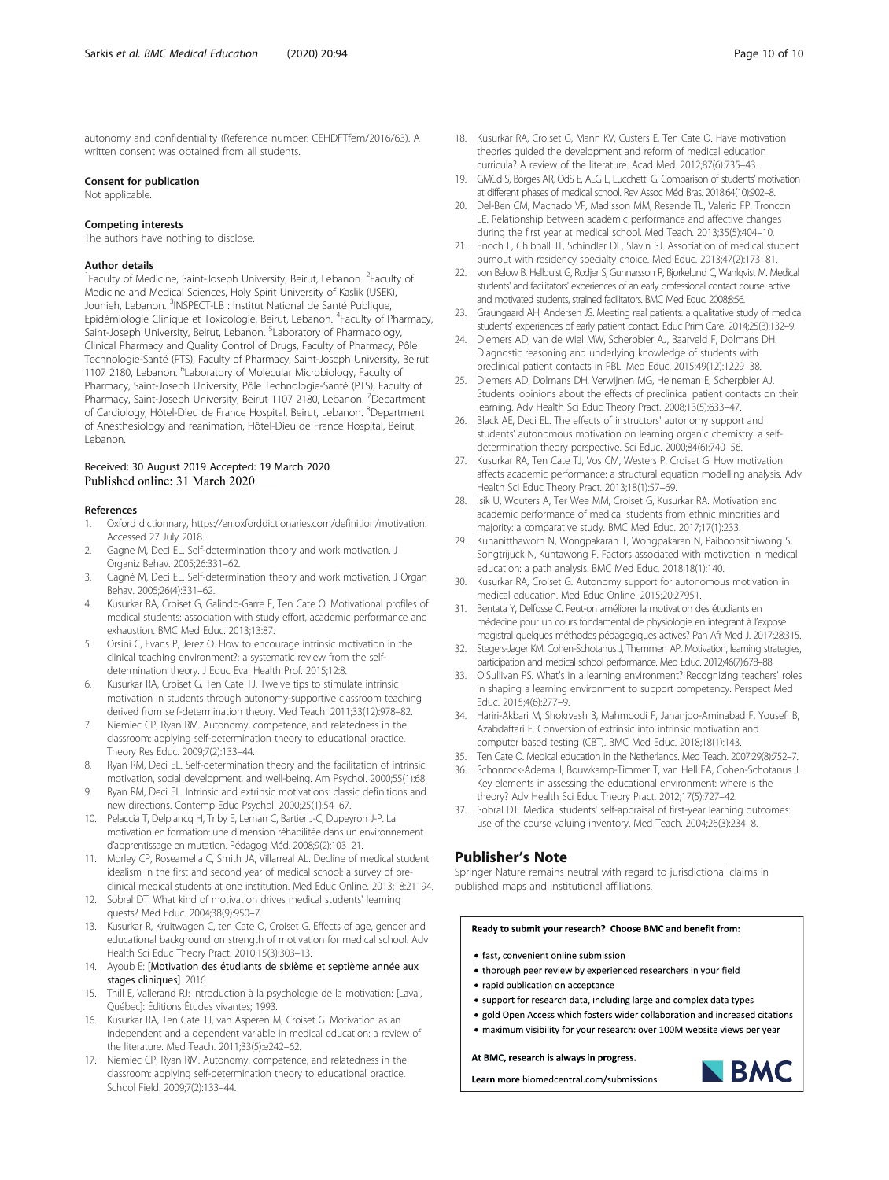autonomy and confidentiality (Reference number: CEHDFTfem/2016/63). A written consent was obtained from all students.

### Consent for publication

Not applicable.

### Competing interests

The authors have nothing to disclose.

### Author details

[1]Faculty of Medicine, Saint-Joseph University, Beirut, Lebanon. [2]Faculty of Medicine and Medical Sciences, Holy Spirit University of Kaslik (USEK), Jounieh, Lebanon. [3]INSPECT-LB : Institut National de Santé Publique, Epidémiologie Clinique et Toxicologie, Beirut, Lebanon. [4]Faculty of Pharmacy, Saint-Joseph University, Beirut, Lebanon. [5]Laboratory of Pharmacology, Clinical Pharmacy and Quality Control of Drugs, Faculty of Pharmacy, Pôle Technologie-Santé (PTS), Faculty of Pharmacy, Saint-Joseph University, Beirut 1107 2180, Lebanon. [6]Laboratory of Molecular Microbiology, Faculty of Pharmacy, Saint-Joseph University, Pôle Technologie-Santé (PTS), Faculty of Pharmacy, Saint-Joseph University, Beirut 1107 2180, Lebanon. [7]Department of Cardiology, Hôtel-Dieu de France Hospital, Beirut, Lebanon. [8]Department of Anesthesiology and reanimation, Hôtel-Dieu de France Hospital, Beirut, Lebanon.

Received: 30 August 2019 Accepted: 19 March 2020
Published online: 31 March 2020

### References

1. Oxford dictionnary, https://en.oxforddictionaries.com/definition/motivation. Accessed 27 July 2018.
2. Gagne M, Deci EL. Self-determination theory and work motivation. J Organiz Behav. 2005;26:331–62.
3. Gagné M, Deci EL. Self-determination theory and work motivation. J Organ Behav. 2005;26(4):331–62.
4. Kusurkar RA, Croiset G, Galindo-Garre F, Ten Cate O. Motivational profiles of medical students: association with study effort, academic performance and exhaustion. BMC Med Educ. 2013;13:87.
5. Orsini C, Evans P, Jerez O. How to encourage intrinsic motivation in the clinical teaching environment?: a systematic review from the self-determination theory. J Educ Eval Health Prof. 2015;12:8.
6. Kusurkar RA, Croiset G, Ten Cate TJ. Twelve tips to stimulate intrinsic motivation in students through autonomy-supportive classroom teaching derived from self-determination theory. Med Teach. 2011;33(12):978–82.
7. Niemiec CP, Ryan RM. Autonomy, competence, and relatedness in the classroom: applying self-determination theory to educational practice. Theory Res Educ. 2009;7(2):133–44.
8. Ryan RM, Deci EL. Self-determination theory and the facilitation of intrinsic motivation, social development, and well-being. Am Psychol. 2000;55(1):68.
9. Ryan RM, Deci EL. Intrinsic and extrinsic motivations: classic definitions and new directions. Contemp Educ Psychol. 2000;25(1):54–67.
10. Pelaccia T, Delplancq H, Triby E, Leman C, Bartier J-C, Dupeyron J-P. La motivation en formation: une dimension réhabilitée dans un environnement d'apprentissage en mutation. Pédagog Méd. 2008;9(2):103–21.
11. Morley CP, Roseamelia C, Smith JA, Villarreal AL. Decline of medical student idealism in the first and second year of medical school: a survey of pre-clinical medical students at one institution. Med Educ Online. 2013;18:21194.
12. Sobral DT. What kind of motivation drives medical students' learning quests? Med Educ. 2004;38(9):950–7.
13. Kusurkar R, Kruitwagen C, ten Cate O, Croiset G. Effects of age, gender and educational background on strength of motivation for medical school. Adv Health Sci Educ Theory Pract. 2010;15(3):303–13.
14. Ayoub E: [Motivation des étudiants de sixième et septième année aux stages cliniques]. 2016.
15. Thill E, Vallerand RJ: Introduction à la psychologie de la motivation: [Laval, Québec]: Éditions Études vivantes; 1993.
16. Kusurkar RA, Ten Cate TJ, van Asperen M, Croiset G. Motivation as an independent and a dependent variable in medical education: a review of the literature. Med Teach. 2011;33(5):e242–62.
17. Niemiec CP, Ryan RM. Autonomy, competence, and relatedness in the classroom: applying self-determination theory to educational practice. School Field. 2009;7(2):133–44.
18. Kusurkar RA, Croiset G, Mann KV, Custers E, Ten Cate O. Have motivation theories guided the development and reform of medical education curricula? A review of the literature. Acad Med. 2012;87(6):735–43.
19. GMCd S, Borges AR, OdS E, ALG L, Lucchetti G. Comparison of students' motivation at different phases of medical school. Rev Assoc Méd Bras. 2018;64(10):902–8.
20. Del-Ben CM, Machado VF, Madisson MM, Resende TL, Valerio FP, Troncon LE. Relationship between academic performance and affective changes during the first year at medical school. Med Teach. 2013;35(5):404–10.
21. Enoch L, Chibnall JT, Schindler DL, Slavin SJ. Association of medical student burnout with residency specialty choice. Med Educ. 2013;47(2):173–81.
22. von Below B, Hellquist G, Rodjer S, Gunnarsson R, Bjorkelund C, Wahlqvist M. Medical students' and facilitators' experiences of an early professional contact course: active and motivated students, strained facilitators. BMC Med Educ. 2008;8:56.
23. Graungaard AH, Andersen JS. Meeting real patients: a qualitative study of medical students' experiences of early patient contact. Educ Prim Care. 2014;25(3):132–9.
24. Diemers AD, van de Wiel MW, Scherpbier AJ, Baarveld F, Dolmans DH. Diagnostic reasoning and underlying knowledge of students with preclinical patient contacts in PBL. Med Educ. 2015;49(12):1229–38.
25. Diemers AD, Dolmans DH, Verwijnen MG, Heineman E, Scherpbier AJ. Students' opinions about the effects of preclinical patient contacts on their learning. Adv Health Sci Educ Theory Pract. 2008;13(5):633–47.
26. Black AE, Deci EL. The effects of instructors' autonomy support and students' autonomous motivation on learning organic chemistry: a self-determination theory perspective. Sci Educ. 2000;84(6):740–56.
27. Kusurkar RA, Ten Cate TJ, Vos CM, Westers P, Croiset G. How motivation affects academic performance: a structural equation modelling analysis. Adv Health Sci Educ Theory Pract. 2013;18(1):57–69.
28. Isik U, Wouters A, Ter Wee MM, Croiset G, Kusurkar RA. Motivation and academic performance of medical students from ethnic minorities and majority: a comparative study. BMC Med Educ. 2017;17(1):233.
29. Kunanitthaworn N, Wongpakaran T, Wongpakaran N, Paiboonsithiwong S, Songtrijuck N, Kuntawong P. Factors associated with motivation in medical education: a path analysis. BMC Med Educ. 2018;18(1):140.
30. Kusurkar RA, Croiset G. Autonomy support for autonomous motivation in medical education. Med Educ Online. 2015;20:27951.
31. Bentata Y, Delfosse C. Peut-on améliorer la motivation des étudiants en médecine pour un cours fondamental de physiologie en intégrant à l'exposé magistral quelques méthodes pédagogiques actives? Pan Afr Med J. 2017;28:315.
32. Stegers-Jager KM, Cohen-Schotanus J, Themmen AP. Motivation, learning strategies, participation and medical school performance. Med Educ. 2012;46(7):678–88.
33. O'Sullivan PS. What's in a learning environment? Recognizing teachers' roles in shaping a learning environment to support competency. Perspect Med Educ. 2015;4(6):277–9.
34. Hariri-Akbari M, Shokrvash B, Mahmoodi F, Jahanjoo-Aminabad F, Yousefi B, Azabdaftari F. Conversion of extrinsic into intrinsic motivation and computer based testing (CBT). BMC Med Educ. 2018;18(1):143.
35. Ten Cate O. Medical education in the Netherlands. Med Teach. 2007;29(8):752–7.
36. Schonrock-Adema J, Bouwkamp-Timmer T, van Hell EA, Cohen-Schotanus J. Key elements in assessing the educational environment: where is the theory? Adv Health Sci Educ Theory Pract. 2012;17(5):727–42.
37. Sobral DT. Medical students' self-appraisal of first-year learning outcomes: use of the course valuing inventory. Med Teach. 2004;26(3):234–8.

## Publisher's Note

Springer Nature remains neutral with regard to jurisdictional claims in published maps and institutional affiliations.

**Ready to submit your research? Choose BMC and benefit from:**

- fast, convenient online submission
- thorough peer review by experienced researchers in your field
- rapid publication on acceptance
- support for research data, including large and complex data types
- gold Open Access which fosters wider collaboration and increased citations
- maximum visibility for your research: over 100M website views per year

**At BMC, research is always in progress.**

**Learn more** biomedcentral.com/submissions

BMC